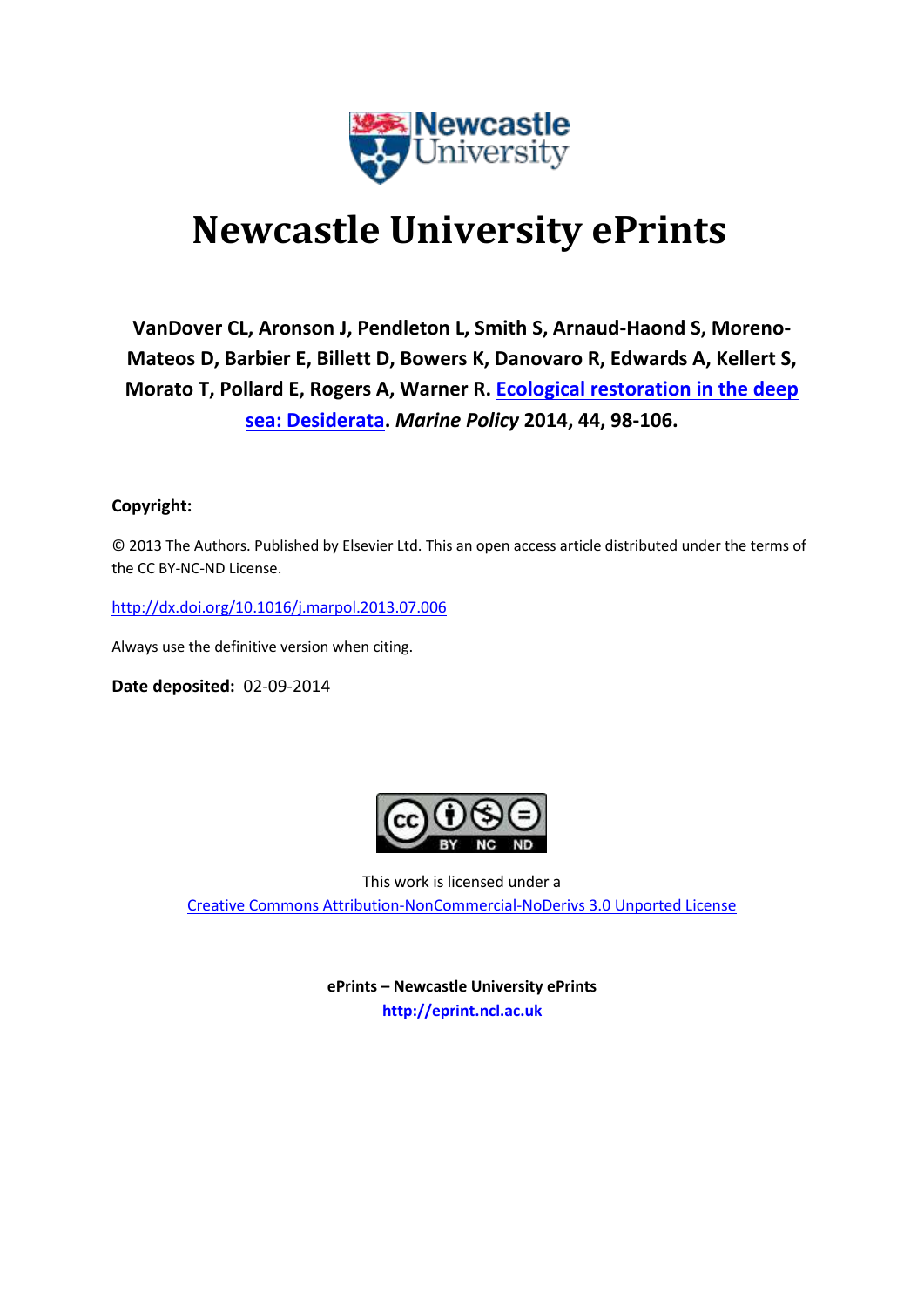# Newcastle University ePrints

**VanDover CL, Aronson J, Pendleton L, Smith S, Arnaud-Haond S, Moreno-Mateos D, Barbier E, Billett D, Bowers K, Danovaro R, Edwards A, Kellert S, Morato T, Pollard E, Rogers A, Warner R. [Ecological restoration in the deep sea: Desiderata](http://dx.doi.org/10.1016/j.marpol.2013.07.006). *Marine Policy* 2014, 44, 98-106.**

**Copyright:**

© 2013 The Authors. Published by Elsevier Ltd. This an open access article distributed under the terms of the CC BY-NC-ND License.

http://dx.doi.org/10.1016/j.marpol.2013.07.006

Always use the definitive version when citing.

**Date deposited:** 02-09-2014

This work is licensed under a
Creative Commons Attribution-NonCommercial-NoDerivs 3.0 Unported License

**ePrints – Newcastle University ePrints**
**http://eprint.ncl.ac.uk**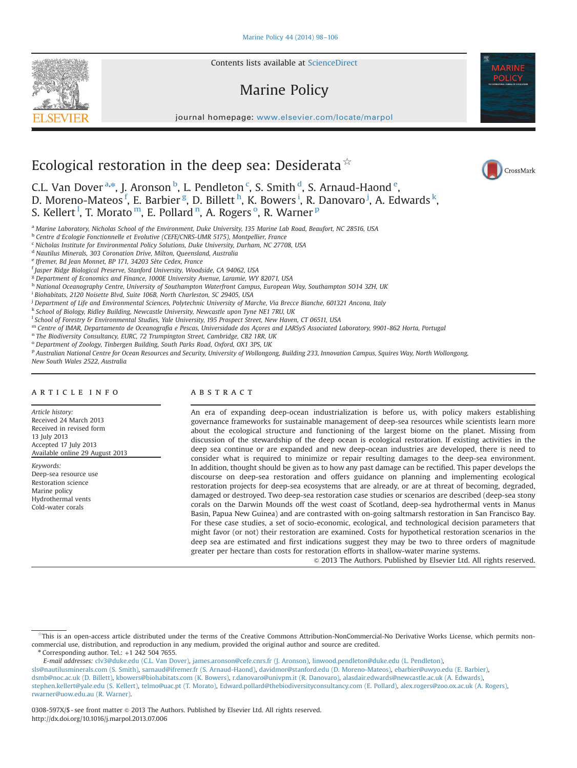# Ecological restoration in the deep sea: Desiderata☆

C.L. Van Dover [a,*], J. Aronson [b], L. Pendleton [c], S. Smith [d], S. Arnaud-Haond [e], D. Moreno-Mateos [f], E. Barbier [g], D. Billett [h], K. Bowers [i], R. Danovaro [j], A. Edwards [k], S. Kellert [l], T. Morato [m], E. Pollard [n], A. Rogers [o], R. Warner [p]

[a] Marine Laboratory, Nicholas School of the Environment, Duke University, 135 Marine Lab Road, Beaufort, NC 28516, USA
[b] Centre d'Ecologie Fonctionnelle et Evolutive (CEFE/CNRS-UMR 5175), Montpellier, France
[c] Nicholas Institute for Environmental Policy Solutions, Duke University, Durham, NC 27708, USA
[d] Nautilus Minerals, 303 Coronation Drive, Milton, Queensland, Australia
[e] Ifremer, Bd Jean Monnet, BP 171, 34203 Sète Cedex, France
[f] Jasper Ridge Biological Preserve, Stanford University, Woodside, CA 94062, USA
[g] Department of Economics and Finance, 1000E University Avenue, Laramie, WY 82071, USA
[h] National Oceanography Centre, University of Southampton Waterfront Campus, European Way, Southampton SO14 3ZH, UK
[i] Biohabitats, 2120 Noisette Blvd, Suite 106B, North Charleston, SC 29405, USA
[j] Department of Life and Environmental Sciences, Polytechnic University of Marche, Via Brecce Bianche, 601321 Ancona, Italy
[k] School of Biology, Ridley Building, Newcastle University, Newcastle upon Tyne NE1 7RU, UK
[l] School of Forestry & Environmental Studies, Yale University, 195 Prospect Street, New Haven, CT 06511, USA
[m] Centre of IMAR, Departamento de Oceanografia e Pescas, Universidade dos Açores and LARSyS Associated Laboratory, 9901-862 Horta, Portugal
[n] The Biodiversity Consultancy, EURC, 72 Trumpington Street, Cambridge, CB2 1RR, UK
[o] Department of Zoology, Tinbergen Building, South Parks Road, Oxford, OX1 3PS, UK
[p] Australian National Centre for Ocean Resources and Security, University of Wollongong, Building 233, Innovation Campus, Squires Way, North Wollongong, New South Wales 2522, Australia

## ARTICLE INFO

*Article history:*
Received 24 March 2013
Received in revised form
13 July 2013
Accepted 17 July 2013
Available online 29 August 2013

*Keywords:*
Deep-sea resource use
Restoration science
Marine policy
Hydrothermal vents
Cold-water corals

## ABSTRACT

An era of expanding deep-ocean industrialization is before us, with policy makers establishing governance frameworks for sustainable management of deep-sea resources while scientists learn more about the ecological structure and functioning of the largest biome on the planet. Missing from discussion of the stewardship of the deep ocean is ecological restoration. If existing activities in the deep sea continue or are expanded and new deep-ocean industries are developed, there is need to consider what is required to minimize or repair resulting damages to the deep-sea environment. In addition, thought should be given as to how any past damage can be rectified. This paper develops the discourse on deep-sea restoration and offers guidance on planning and implementing ecological restoration projects for deep-sea ecosystems that are already, or are at threat of becoming, degraded, damaged or destroyed. Two deep-sea restoration case studies or scenarios are described (deep-sea stony corals on the Darwin Mounds off the west coast of Scotland, deep-sea hydrothermal vents in Manus Basin, Papua New Guinea) and are contrasted with on-going saltmarsh restoration in San Francisco Bay. For these case studies, a set of socio-economic, ecological, and technological decision parameters that might favor (or not) their restoration are examined. Costs for hypothetical restoration scenarios in the deep sea are estimated and first indications suggest they may be two to three orders of magnitude greater per hectare than costs for restoration efforts in shallow-water marine systems.

© 2013 The Authors. Published by Elsevier Ltd. All rights reserved.

☆This is an open-access article distributed under the terms of the Creative Commons Attribution-NonCommercial-No Derivative Works License, which permits non-commercial use, distribution, and reproduction in any medium, provided the original author and source are credited.

\* Corresponding author. Tel.: +1 242 504 7655.

*E-mail addresses:* clv3@duke.edu (C.L. Van Dover), james.aronson@cefe.cnrs.fr (J. Aronson), linwood.pendleton@duke.edu (L. Pendleton), sls@nautilusminerals.com (S. Smith), sarnaud@ifremer.fr (S. Arnaud-Haond), davidmor@stanford.edu (D. Moreno-Mateos), ebarbier@uwyo.edu (E. Barbier), dsmb@noc.ac.uk (D. Billett), kbowers@biohabitats.com (K. Bowers), r.danovaro@univpm.it (R. Danovaro), alasdair.edwards@newcastle.ac.uk (A. Edwards), stephen.kellert@yale.edu (S. Kellert), telmo@uac.pt (T. Morato), Edward.pollard@thebiodiversityconsultancy.com (E. Pollard), alex.rogers@zoo.ox.ac.uk (A. Rogers), rwarner@uow.edu.au (R. Warner).

0308-597X/$ - see front matter © 2013 The Authors. Published by Elsevier Ltd. All rights reserved.
http://dx.doi.org/10.1016/j.marpol.2013.07.006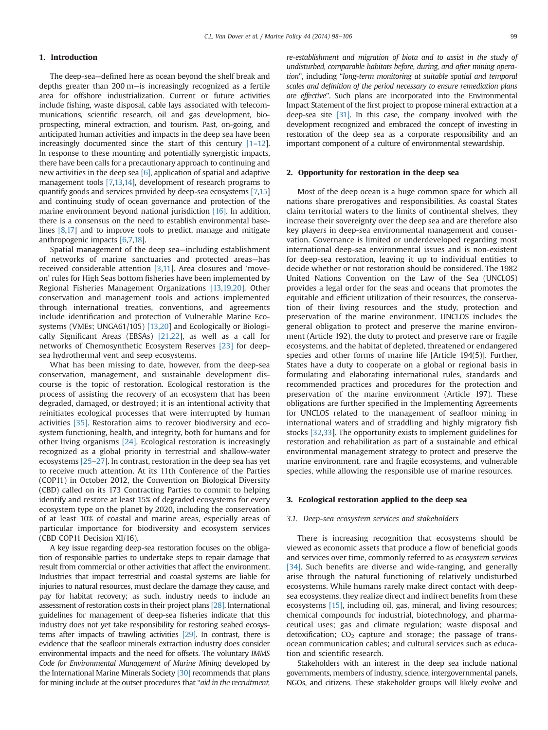## 1. Introduction

The deep-sea—defined here as ocean beyond the shelf break and depths greater than 200 m—is increasingly recognized as a fertile area for offshore industrialization. Current or future activities include fishing, waste disposal, cable lays associated with telecommunications, scientific research, oil and gas development, bioprospecting, mineral extraction, and tourism. Past, on-going, and anticipated human activities and impacts in the deep sea have been increasingly documented since the start of this century [1–12]. In response to these mounting and potentially synergistic impacts, there have been calls for a precautionary approach to continuing and new activities in the deep sea [6], application of spatial and adaptive management tools [7,13,14], development of research programs to quantify goods and services provided by deep-sea ecosystems [7,15] and continuing study of ocean governance and protection of the marine environment beyond national jurisdiction [16]. In addition, there is a consensus on the need to establish environmental baselines [8,17] and to improve tools to predict, manage and mitigate anthropogenic impacts [6,7,18].

Spatial management of the deep sea—including establishment of networks of marine sanctuaries and protected areas—has received considerable attention [3,11]. Area closures and 'move-on' rules for High Seas bottom fisheries have been implemented by Regional Fisheries Management Organizations [13,19,20]. Other conservation and management tools and actions implemented through international treaties, conventions, and agreements include identification and protection of Vulnerable Marine Ecosystems (VMEs; UNGA61/105) [13,20] and Ecologically or Biologically Significant Areas (EBSAs) [21,22], as well as a call for networks of Chemosynthetic Ecosystem Reserves [23] for deep-sea hydrothermal vent and seep ecosystems.

What has been missing to date, however, from the deep-sea conservation, management, and sustainable development discourse is the topic of restoration. Ecological restoration is the process of assisting the recovery of an ecosystem that has been degraded, damaged, or destroyed; it is an intentional activity that reinitiates ecological processes that were interrupted by human activities [35]. Restoration aims to recover biodiversity and ecosystem functioning, health, and integrity, both for humans and for other living organisms [24]. Ecological restoration is increasingly recognized as a global priority in terrestrial and shallow-water ecosystems [25–27]. In contrast, restoration in the deep sea has yet to receive much attention. At its 11th Conference of the Parties (COP11) in October 2012, the Convention on Biological Diversity (CBD) called on its 173 Contracting Parties to commit to helping identify and restore at least 15% of degraded ecosystems for every ecosystem type on the planet by 2020, including the conservation of at least 10% of coastal and marine areas, especially areas of particular importance for biodiversity and ecosystem services (CBD COP11 Decision XI/16).

A key issue regarding deep-sea restoration focuses on the obligation of responsible parties to undertake steps to repair damage that result from commercial or other activities that affect the environment. Industries that impact terrestrial and coastal systems are liable for injuries to natural resources, must declare the damage they cause, and pay for habitat recovery; as such, industry needs to include an assessment of restoration costs in their project plans [28]. International guidelines for management of deep-sea fisheries indicate that this industry does not yet take responsibility for restoring seabed ecosystems after impacts of trawling activities [29]. In contrast, there is evidence that the seafloor minerals extraction industry does consider environmental impacts and the need for offsets. The voluntary *IMMS Code for Environmental Management of Marine Mining* developed by the International Marine Minerals Society [30] recommends that plans for mining include at the outset procedures that "*aid in the recruitment, re-establishment and migration of biota and to assist in the study of undisturbed, comparable habitats before, during, and after mining operation*", including "*long-term monitoring at suitable spatial and temporal scales and definition of the period necessary to ensure remediation plans are effective*". Such plans are incorporated into the Environmental Impact Statement of the first project to propose mineral extraction at a deep-sea site [31]. In this case, the company involved with the development recognized and embraced the concept of investing in restoration of the deep sea as a corporate responsibility and an important component of a culture of environmental stewardship.

## 2. Opportunity for restoration in the deep sea

Most of the deep ocean is a huge common space for which all nations share prerogatives and responsibilities. As coastal States claim territorial waters to the limits of continental shelves, they increase their sovereignty over the deep sea and are therefore also key players in deep-sea environmental management and conservation. Governance is limited or underdeveloped regarding most international deep-sea environmental issues and is non-existent for deep-sea restoration, leaving it up to individual entities to decide whether or not restoration should be considered. The 1982 United Nations Convention on the Law of the Sea (UNCLOS) provides a legal order for the seas and oceans that promotes the equitable and efficient utilization of their resources, the conservation of their living resources and the study, protection and preservation of the marine environment. UNCLOS includes the general obligation to protect and preserve the marine environment (Article 192), the duty to protect and preserve rare or fragile ecosystems, and the habitat of depleted, threatened or endangered species and other forms of marine life [Article 194(5)]. Further, States have a duty to cooperate on a global or regional basis in formulating and elaborating international rules, standards and recommended practices and procedures for the protection and preservation of the marine environment (Article 197). These obligations are further specified in the Implementing Agreements for UNCLOS related to the management of seafloor mining in international waters and of straddling and highly migratory fish stocks [32,33]. The opportunity exists to implement guidelines for restoration and rehabilitation as part of a sustainable and ethical environmental management strategy to protect and preserve the marine environment, rare and fragile ecosystems, and vulnerable species, while allowing the responsible use of marine resources.

## 3. Ecological restoration applied to the deep sea

### 3.1. Deep-sea ecosystem services and stakeholders

There is increasing recognition that ecosystems should be viewed as economic assets that produce a flow of beneficial goods and services over time, commonly referred to as *ecosystem services* [34]. Such benefits are diverse and wide-ranging, and generally arise through the natural functioning of relatively undisturbed ecosystems. While humans rarely make direct contact with deep-sea ecosystems, they realize direct and indirect benefits from these ecosystems [15], including oil, gas, mineral, and living resources; chemical compounds for industrial, biotechnology, and pharmaceutical uses; gas and climate regulation; waste disposal and detoxification; $CO_2$ capture and storage; the passage of trans-ocean communication cables; and cultural services such as education and scientific research.

Stakeholders with an interest in the deep sea include national governments, members of industry, science, intergovernmental panels, NGOs, and citizens. These stakeholder groups will likely evolve and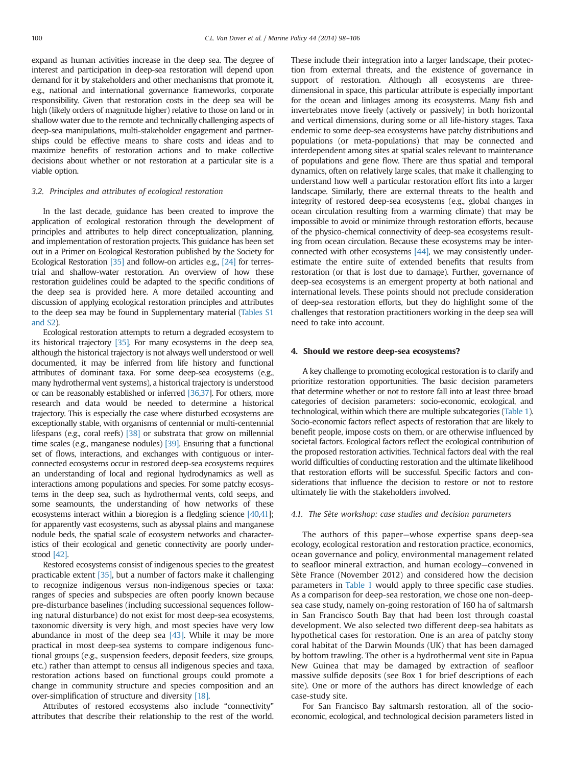expand as human activities increase in the deep sea. The degree of interest and participation in deep-sea restoration will depend upon demand for it by stakeholders and other mechanisms that promote it, e.g., national and international governance frameworks, corporate responsibility. Given that restoration costs in the deep sea will be high (likely orders of magnitude higher) relative to those on land or in shallow water due to the remote and technically challenging aspects of deep-sea manipulations, multi-stakeholder engagement and partnerships could be effective means to share costs and ideas and to maximize benefits of restoration actions and to make collective decisions about whether or not restoration at a particular site is a viable option.

### 3.2. Principles and attributes of ecological restoration

In the last decade, guidance has been created to improve the application of ecological restoration through the development of principles and attributes to help direct conceptualization, planning, and implementation of restoration projects. This guidance has been set out in a Primer on Ecological Restoration published by the Society for Ecological Restoration [35] and follow-on articles e.g., [24] for terrestrial and shallow-water restoration. An overview of how these restoration guidelines could be adapted to the specific conditions of the deep sea is provided here. A more detailed accounting and discussion of applying ecological restoration principles and attributes to the deep sea may be found in Supplementary material (Tables S1 and S2).

Ecological restoration attempts to return a degraded ecosystem to its historical trajectory [35]. For many ecosystems in the deep sea, although the historical trajectory is not always well understood or well documented, it may be inferred from life history and functional attributes of dominant taxa. For some deep-sea ecosystems (e.g., many hydrothermal vent systems), a historical trajectory is understood or can be reasonably established or inferred [36,37]. For others, more research and data would be needed to determine a historical trajectory. This is especially the case where disturbed ecosystems are exceptionally stable, with organisms of centennial or multi-centennial lifespans (e.g., coral reefs) [38] or substrata that grow on millennial time scales (e.g., manganese nodules) [39]. Ensuring that a functional set of flows, interactions, and exchanges with contiguous or interconnected ecosystems occur in restored deep-sea ecosystems requires an understanding of local and regional hydrodynamics as well as interactions among populations and species. For some patchy ecosystems in the deep sea, such as hydrothermal vents, cold seeps, and some seamounts, the understanding of how networks of these ecosystems interact within a bioregion is a fledgling science [40,41]; for apparently vast ecosystems, such as abyssal plains and manganese nodule beds, the spatial scale of ecosystem networks and characteristics of their ecological and genetic connectivity are poorly understood [42].

Restored ecosystems consist of indigenous species to the greatest practicable extent [35], but a number of factors make it challenging to recognize indigenous versus non-indigenous species or taxa: ranges of species and subspecies are often poorly known because pre-disturbance baselines (including successional sequences following natural disturbance) do not exist for most deep-sea ecosystems, taxonomic diversity is very high, and most species have very low abundance in most of the deep sea [43]. While it may be more practical in most deep-sea systems to compare indigenous functional groups (e.g., suspension feeders, deposit feeders, size groups, etc.) rather than attempt to census all indigenous species and taxa, restoration actions based on functional groups could promote a change in community structure and species composition and an over-simplification of structure and diversity [18].

Attributes of restored ecosystems also include "connectivity" attributes that describe their relationship to the rest of the world. These include their integration into a larger landscape, their protection from external threats, and the existence of governance in support of restoration. Although all ecosystems are three-dimensional in space, this particular attribute is especially important for the ocean and linkages among its ecosystems. Many fish and invertebrates move freely (actively or passively) in both horizontal and vertical dimensions, during some or all life-history stages. Taxa endemic to some deep-sea ecosystems have patchy distributions and populations (or meta-populations) that may be connected and interdependent among sites at spatial scales relevant to maintenance of populations and gene flow. There are thus spatial and temporal dynamics, often on relatively large scales, that make it challenging to understand how well a particular restoration effort fits into a larger landscape. Similarly, there are external threats to the health and integrity of restored deep-sea ecosystems (e.g., global changes in ocean circulation resulting from a warming climate) that may be impossible to avoid or minimize through restoration efforts, because of the physico-chemical connectivity of deep-sea ecosystems resulting from ocean circulation. Because these ecosystems may be interconnected with other ecosystems [44], we may consistently underestimate the entire suite of extended benefits that results from restoration (or that is lost due to damage). Further, governance of deep-sea ecosystems is an emergent property at both national and international levels. These points should not preclude consideration of deep-sea restoration efforts, but they do highlight some of the challenges that restoration practitioners working in the deep sea will need to take into account.

## 4. Should we restore deep-sea ecosystems?

A key challenge to promoting ecological restoration is to clarify and prioritize restoration opportunities. The basic decision parameters that determine whether or not to restore fall into at least three broad categories of decision parameters: socio-economic, ecological, and technological, within which there are multiple subcategories (Table 1). Socio-economic factors reflect aspects of restoration that are likely to benefit people, impose costs on them, or are otherwise influenced by societal factors. Ecological factors reflect the ecological contribution of the proposed restoration activities. Technical factors deal with the real world difficulties of conducting restoration and the ultimate likelihood that restoration efforts will be successful. Specific factors and considerations that influence the decision to restore or not to restore ultimately lie with the stakeholders involved.

### 4.1. The Sète workshop: case studies and decision parameters

The authors of this paper—whose expertise spans deep-sea ecology, ecological restoration and restoration practice, economics, ocean governance and policy, environmental management related to seafloor mineral extraction, and human ecology—convened in Sète France (November 2012) and considered how the decision parameters in Table 1 would apply to three specific case studies. As a comparison for deep-sea restoration, we chose one non-deep-sea case study, namely on-going restoration of 160 ha of saltmarsh in San Francisco South Bay that had been lost through coastal development. We also selected two different deep-sea habitats as hypothetical cases for restoration. One is an area of patchy stony coral habitat of the Darwin Mounds (UK) that has been damaged by bottom trawling. The other is a hydrothermal vent site in Papua New Guinea that may be damaged by extraction of seafloor massive sulfide deposits (see Box 1 for brief descriptions of each site). One or more of the authors has direct knowledge of each case-study site.

For San Francisco Bay saltmarsh restoration, all of the socio-economic, ecological, and technological decision parameters listed in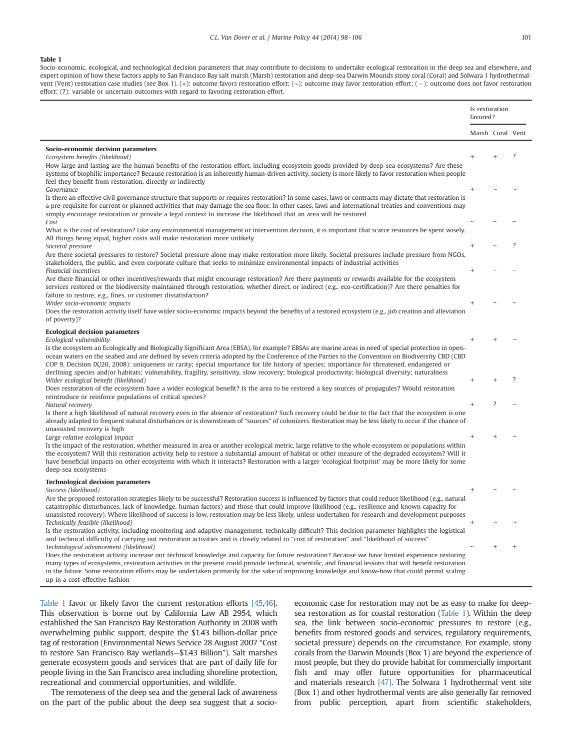**Table 1**

Socio-economic, ecological, and technological decision parameters that may contribute to decisions to undertake ecological restoration in the deep sea and elsewhere, and expert opinion of how these factors apply to San Francisco Bay salt marsh (Marsh) restoration and deep-sea Darwin Mounds stony coral (Coral) and Solwara 1 hydrothermal-vent (Vent) restoration case studies (see Box 1). (+): outcome favors restoration effort; (~): outcome may favor restoration effort; (−): outcome does not favor restoration effort; (?): variable or uncertain outcomes with regard to favoring restoration effort.

| | Is restoration favored? | | |
|---|---|---|---|
| | Marsh | Coral | Vent |
| **Socio-economic decision parameters** | | | |
| *Ecosystem benefits (likelihood)* How large and lasting are the human benefits of the restoration effort, including ecosystem goods provided by deep-sea ecosystems? Are these systems of biophilic importance? Because restoration is an inherently human-driven activity, society is more likely to favor restoration when people feel they benefit from restoration, directly or indirectly | + | + | ? |
| *Governance* Is there an effective civil governance structure that supports or requires restoration? In some cases, laws or contracts may dictate that restoration is a pre-requisite for current or planned activities that may damage the sea floor. In other cases, laws and international treaties and conventions may simply encourage restoration or provide a legal context to increase the likelihood that an area will be restored | + | ~ | ~ |
| *Cost* What is the cost of restoration? Like any environmental management or intervention decision, it is important that scarce resources be spent wisely. All things being equal, higher costs will make restoration more unlikely | ~ | − | − |
| *Societal pressure* Are there societal pressures to restore? Societal pressure alone may make restoration more likely. Societal pressures include pressure from NGOs, stakeholders, the public, and even corporate culture that seeks to minimize environmental impacts of industrial activities | + | ~ | ? |
| *Financial incentives* Are there financial or other incentives/rewards that might encourage restoration? Are there payments or rewards available for the ecosystem services restored or the biodiversity maintained through restoration, whether direct, or indirect (e.g., eco-certification)? Are there penalties for failure to restore, e.g., fines, or customer dissatisfaction? | + | − | − |
| *Wider socio-economic impacts* Does the restoration activity itself have wider socio-economic impacts beyond the benefits of a restored ecosystem (e.g., job creation and alleviation of poverty)? | + | − | − |
| **Ecological decision parameters** | | | |
| *Ecological vulnerability* Is the ecosystem an Ecologically and Biologically Significant Area (EBSA), for example? EBSAs are marine areas in need of special protection in open-ocean waters on the seabed and are defined by seven criteria adopted by the Conference of the Parties to the Convention on Biodiversity CBD (CBD COP 9, Decision IX/20, 2008): uniqueness or rarity; special importance for life history of species; importance for threatened, endangered or declining species and/or habitats; vulnerability, fragility, sensitivity, slow recovery; biological productivity; biological diversity; naturalness | + | + | ~ |
| *Wider ecological benefit (likelihood)* Does restoration of the ecosystem have a wider ecological benefit? Is the area to be restored a key sources of propagules? Would restoration reintroduce or reinforce populations of critical species? | + | + | ? |
| *Natural recovery* Is there a high likelihood of natural recovery even in the absence of restoration? Such recovery could be due to the fact that the ecosystem is one already adapted to frequent natural disturbances or is downstream of "sources" of colonizers. Restoration may be less likely to occur if the chance of unassisted recovery is high | + | ? | − |
| *Large relative ecological impact* Is the impact of the restoration, whether measured in area or another ecological metric, large relative to the whole ecosystem or populations within the ecosystem? Will this restoration activity help to restore a substantial amount of habitat or other measure of the degraded ecosystem? Will it have beneficial impacts on other ecosystems with which it interacts? Restoration with a larger 'ecological footprint' may be more likely for some deep-sea ecosystems | + | + | ~ |
| **Technological decision parameters** | | | |
| *Success (likelihood)* Are the proposed restoration strategies likely to be successful? Restoration success is influenced by factors that could reduce likelihood (e.g., natural catastrophic disturbances, lack of knowledge, human factors) and those that could improve likelihood (e.g., resilience and known capacity for unassisted recovery). Where likelihood of success is low, restoration may be less likely, unless undertaken for research and development purposes | + | ~ | ~ |
| *Technically feasible (likelihood)* Is the restoration activity, including monitoring and adaptive management, technically difficult? This decision parameter highlights the logistical and technical difficulty of carrying out restoration activities and is closely related to "cost of restoration" and "likelihood of success" | + | ~ | ~ |
| *Technological advancement (likelihood)* Does the restoration activity increase our technical knowledge and capacity for future restoration? Because we have limited experience restoring many types of ecosystems, restoration activities in the present could provide technical, scientific, and financial lessons that will benefit restoration in the future. Some restoration efforts may be undertaken primarily for the sake of improving knowledge and know-how that could permit scaling up in a cost-effective fashion | ~ | + | + |

Table 1 favor or likely favor the current restoration efforts [45,46]. This observation is borne out by California Law AB 2954, which established the San Francisco Bay Restoration Authority in 2008 with overwhelming public support, despite the $1.43 billion-dollar price tag of restoration (Environmental News Service 28 August 2007 "Cost to restore San Francisco Bay wetlands—$1.43 Billion"). Salt marshes generate ecosystem goods and services that are part of daily life for people living in the San Francisco area including shoreline protection, recreational and commercial opportunities, and wildlife.

The remoteness of the deep sea and the general lack of awareness on the part of the public about the deep sea suggest that a socio-economic case for restoration may not be as easy to make for deep-sea restoration as for coastal restoration (Table 1). Within the deep sea, the link between socio-economic pressures to restore (e.g., benefits from restored goods and services, regulatory requirements, societal pressure) depends on the circumstance. For example, stony corals from the Darwin Mounds (Box 1) are beyond the experience of most people, but they do provide habitat for commercially important fish and may offer future opportunities for pharmaceutical and materials research [47]. The Solwara 1 hydrothermal vent site (Box 1) and other hydrothermal vents are also generally far removed from public perception, apart from scientific stakeholders,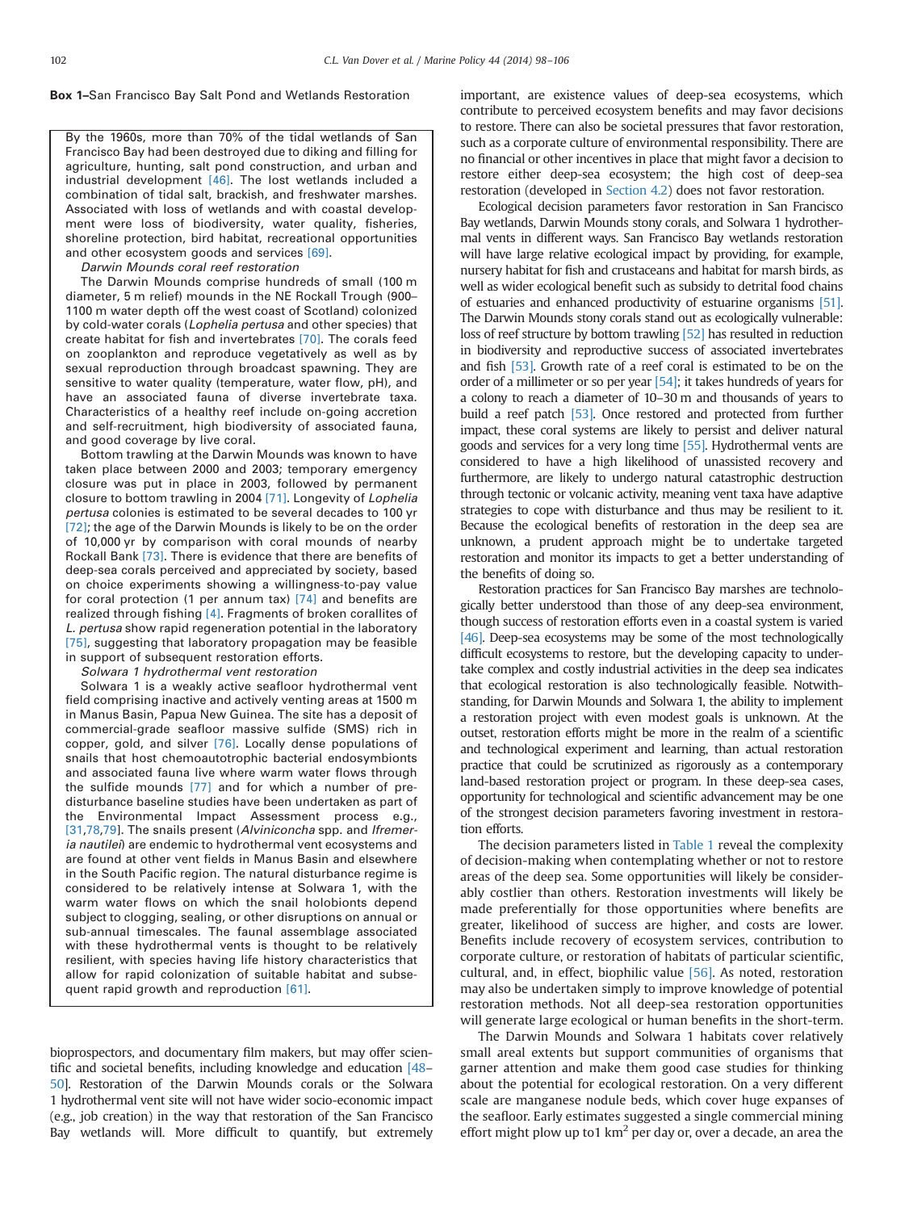**Box 1–**San Francisco Bay Salt Pond and Wetlands Restoration

By the 1960s, more than 70% of the tidal wetlands of San Francisco Bay had been destroyed due to diking and filling for agriculture, hunting, salt pond construction, and urban and industrial development [46]. The lost wetlands included a combination of tidal salt, brackish, and freshwater marshes. Associated with loss of wetlands and with coastal development were loss of biodiversity, water quality, fisheries, shoreline protection, bird habitat, recreational opportunities and other ecosystem goods and services [69].

*Darwin Mounds coral reef restoration*

The Darwin Mounds comprise hundreds of small (100 m diameter, 5 m relief) mounds in the NE Rockall Trough (900–1100 m water depth off the west coast of Scotland) colonized by cold-water corals (*Lophelia pertusa* and other species) that create habitat for fish and invertebrates [70]. The corals feed on zooplankton and reproduce vegetatively as well as by sexual reproduction through broadcast spawning. They are sensitive to water quality (temperature, water flow, pH), and have an associated fauna of diverse invertebrate taxa. Characteristics of a healthy reef include on-going accretion and self-recruitment, high biodiversity of associated fauna, and good coverage by live coral.

Bottom trawling at the Darwin Mounds was known to have taken place between 2000 and 2003; temporary emergency closure was put in place in 2003, followed by permanent closure to bottom trawling in 2004 [71]. Longevity of *Lophelia pertusa* colonies is estimated to be several decades to 100 yr [72]; the age of the Darwin Mounds is likely to be on the order of 10,000 yr by comparison with coral mounds of nearby Rockall Bank [73]. There is evidence that there are benefits of deep-sea corals perceived and appreciated by society, based on choice experiments showing a willingness-to-pay value for coral protection (1 per annum tax) [74] and benefits are realized through fishing [4]. Fragments of broken corallites of *L. pertusa* show rapid regeneration potential in the laboratory [75], suggesting that laboratory propagation may be feasible in support of subsequent restoration efforts.

*Solwara 1 hydrothermal vent restoration*

Solwara 1 is a weakly active seafloor hydrothermal vent field comprising inactive and actively venting areas at 1500 m in Manus Basin, Papua New Guinea. The site has a deposit of commercial-grade seafloor massive sulfide (SMS) rich in copper, gold, and silver [76]. Locally dense populations of snails that host chemoautotrophic bacterial endosymbionts and associated fauna live where warm water flows through the sulfide mounds [77] and for which a number of pre-disturbance baseline studies have been undertaken as part of the Environmental Impact Assessment process e.g., [31,78,79]. The snails present (*Alviniconcha* spp. and *Ifremeria nautilei*) are endemic to hydrothermal vent ecosystems and are found at other vent fields in Manus Basin and elsewhere in the South Pacific region. The natural disturbance regime is considered to be relatively intense at Solwara 1, with the warm water flows on which the snail holobionts depend subject to clogging, sealing, or other disruptions on annual or sub-annual timescales. The faunal assemblage associated with these hydrothermal vents is thought to be relatively resilient, with species having life history characteristics that allow for rapid colonization of suitable habitat and subsequent rapid growth and reproduction [61].

bioprospectors, and documentary film makers, but may offer scientific and societal benefits, including knowledge and education [48–50]. Restoration of the Darwin Mounds corals or the Solwara 1 hydrothermal vent site will not have wider socio-economic impact (e.g., job creation) in the way that restoration of the San Francisco Bay wetlands will. More difficult to quantify, but extremely important, are existence values of deep-sea ecosystems, which contribute to perceived ecosystem benefits and may favor decisions to restore. There can also be societal pressures that favor restoration, such as a corporate culture of environmental responsibility. There are no financial or other incentives in place that might favor a decision to restore either deep-sea ecosystem; the high cost of deep-sea restoration (developed in Section 4.2) does not favor restoration.

Ecological decision parameters favor restoration in San Francisco Bay wetlands, Darwin Mounds stony corals, and Solwara 1 hydrothermal vents in different ways. San Francisco Bay wetlands restoration will have large relative ecological impact by providing, for example, nursery habitat for fish and crustaceans and habitat for marsh birds, as well as wider ecological benefit such as subsidy to detrital food chains of estuaries and enhanced productivity of estuarine organisms [51]. The Darwin Mounds stony corals stand out as ecologically vulnerable: loss of reef structure by bottom trawling [52] has resulted in reduction in biodiversity and reproductive success of associated invertebrates and fish [53]. Growth rate of a reef coral is estimated to be on the order of a millimeter or so per year [54]; it takes hundreds of years for a colony to reach a diameter of 10–30 m and thousands of years to build a reef patch [53]. Once restored and protected from further impact, these coral systems are likely to persist and deliver natural goods and services for a very long time [55]. Hydrothermal vents are considered to have a high likelihood of unassisted recovery and furthermore, are likely to undergo natural catastrophic destruction through tectonic or volcanic activity, meaning vent taxa have adaptive strategies to cope with disturbance and thus may be resilient to it. Because the ecological benefits of restoration in the deep sea are unknown, a prudent approach might be to undertake targeted restoration and monitor its impacts to get a better understanding of the benefits of doing so.

Restoration practices for San Francisco Bay marshes are technologically better understood than those of any deep-sea environment, though success of restoration efforts even in a coastal system is varied [46]. Deep-sea ecosystems may be some of the most technologically difficult ecosystems to restore, but the developing capacity to undertake complex and costly industrial activities in the deep sea indicates that ecological restoration is also technologically feasible. Notwithstanding, for Darwin Mounds and Solwara 1, the ability to implement a restoration project with even modest goals is unknown. At the outset, restoration efforts might be more in the realm of a scientific and technological experiment and learning, than actual restoration practice that could be scrutinized as rigorously as a contemporary land-based restoration project or program. In these deep-sea cases, opportunity for technological and scientific advancement may be one of the strongest decision parameters favoring investment in restoration efforts.

The decision parameters listed in Table 1 reveal the complexity of decision-making when contemplating whether or not to restore areas of the deep sea. Some opportunities will likely be considerably costlier than others. Restoration investments will likely be made preferentially for those opportunities where benefits are greater, likelihood of success are higher, and costs are lower. Benefits include recovery of ecosystem services, contribution to corporate culture, or restoration of habitats of particular scientific, cultural, and, in effect, biophilic value [56]. As noted, restoration may also be undertaken simply to improve knowledge of potential restoration methods. Not all deep-sea restoration opportunities will generate large ecological or human benefits in the short-term.

The Darwin Mounds and Solwara 1 habitats cover relatively small areal extents but support communities of organisms that garner attention and make them good case studies for thinking about the potential for ecological restoration. On a very different scale are manganese nodule beds, which cover huge expanses of the seafloor. Early estimates suggested a single commercial mining effort might plow up to1 $km^2$ per day or, over a decade, an area the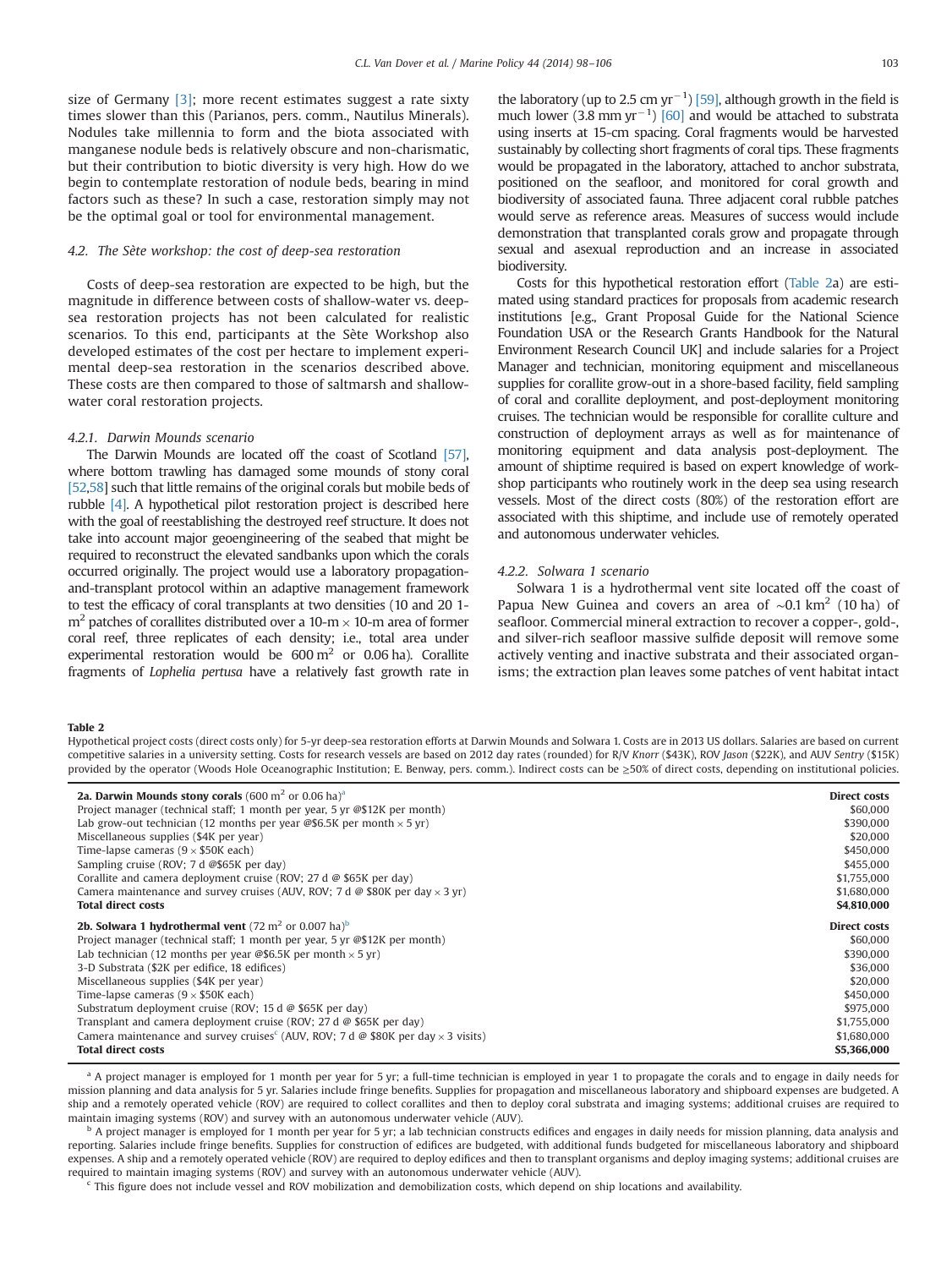size of Germany [3]; more recent estimates suggest a rate sixty times slower than this (Parianos, pers. comm., Nautilus Minerals). Nodules take millennia to form and the biota associated with manganese nodule beds is relatively obscure and non-charismatic, but their contribution to biotic diversity is very high. How do we begin to contemplate restoration of nodule beds, bearing in mind factors such as these? In such a case, restoration simply may not be the optimal goal or tool for environmental management.

### 4.2. The Sète workshop: the cost of deep-sea restoration

Costs of deep-sea restoration are expected to be high, but the magnitude in difference between costs of shallow-water vs. deep-sea restoration projects has not been calculated for realistic scenarios. To this end, participants at the Sète Workshop also developed estimates of the cost per hectare to implement experimental deep-sea restoration in the scenarios described above. These costs are then compared to those of saltmarsh and shallow-water coral restoration projects.

#### 4.2.1. Darwin Mounds scenario

The Darwin Mounds are located off the coast of Scotland [57], where bottom trawling has damaged some mounds of stony coral [52,58] such that little remains of the original corals but mobile beds of rubble [4]. A hypothetical pilot restoration project is described here with the goal of reestablishing the destroyed reef structure. It does not take into account major geoengineering of the seabed that might be required to reconstruct the elevated sandbanks upon which the corals occurred originally. The project would use a laboratory propagation-and-transplant protocol within an adaptive management framework to test the efficacy of coral transplants at two densities (10 and 20 1-$m^2$ patches of corallites distributed over a 10-m × 10-m area of former coral reef, three replicates of each density; i.e., total area under experimental restoration would be 600 $m^2$ or 0.06 ha). Corallite fragments of *Lophelia pertusa* have a relatively fast growth rate in the laboratory (up to 2.5 cm $yr^{-1}$) [59], although growth in the field is much lower (3.8 mm $yr^{-1}$) [60] and would be attached to substrata using inserts at 15-cm spacing. Coral fragments would be harvested sustainably by collecting short fragments of coral tips. These fragments would be propagated in the laboratory, attached to anchor substrata, positioned on the seafloor, and monitored for coral growth and biodiversity of associated fauna. Three adjacent coral rubble patches would serve as reference areas. Measures of success would include demonstration that transplanted corals grow and propagate through sexual and asexual reproduction and an increase in associated biodiversity.

Costs for this hypothetical restoration effort (Table 2a) are estimated using standard practices for proposals from academic research institutions [e.g., Grant Proposal Guide for the National Science Foundation USA or the Research Grants Handbook for the Natural Environment Research Council UK] and include salaries for a Project Manager and technician, monitoring equipment and miscellaneous supplies for corallite grow-out in a shore-based facility, field sampling of coral and corallite deployment, and post-deployment monitoring cruises. The technician would be responsible for corallite culture and construction of deployment arrays as well as for maintenance of monitoring equipment and data analysis post-deployment. The amount of shiptime required is based on expert knowledge of workshop participants who routinely work in the deep sea using research vessels. Most of the direct costs (80%) of the restoration effort are associated with this shiptime, and include use of remotely operated and autonomous underwater vehicles.

#### 4.2.2. Solwara 1 scenario

Solwara 1 is a hydrothermal vent site located off the coast of Papua New Guinea and covers an area of ~0.1 $km^2$ (10 ha) of seafloor. Commercial mineral extraction to recover a copper-, gold-, and silver-rich seafloor massive sulfide deposit will remove some actively venting and inactive substrata and their associated organisms; the extraction plan leaves some patches of vent habitat intact

**Table 2**
Hypothetical project costs (direct costs only) for 5-yr deep-sea restoration efforts at Darwin Mounds and Solwara 1. Costs are in 2013 US dollars. Salaries are based on current competitive salaries in a university setting. Costs for research vessels are based on 2012 day rates (rounded) for R/V *Knorr* ($43K), ROV *Jason* ($22K), and AUV *Sentry* ($15K) provided by the operator (Woods Hole Oceanographic Institution; E. Benway, pers. comm.). Indirect costs can be ≥50% of direct costs, depending on institutional policies.

| **2a. Darwin Mounds stony corals** (600 $m^2$ or 0.06 ha)[a] | **Direct costs** |
|---|---|
| Project manager (technical staff; 1 month per year, 5 yr @$12K per month) | $60,000 |
| Lab grow-out technician (12 months per year @$6.5K per month × 5 yr) | $390,000 |
| Miscellaneous supplies ($4K per year) | $20,000 |
| Time-lapse cameras (9 × $50K each) | $450,000 |
| Sampling cruise (ROV; 7 d @$65K per day) | $455,000 |
| Corallite and camera deployment cruise (ROV; 27 d @ $65K per day) | $1,755,000 |
| Camera maintenance and survey cruises (AUV, ROV; 7 d @ $80K per day × 3 yr) | $1,680,000 |
| **Total direct costs** | **$4,810,000** |
| **2b. Solwara 1 hydrothermal vent** (72 $m^2$ or 0.007 ha)[b] | **Direct costs** |
| Project manager (technical staff; 1 month per year, 5 yr @$12K per month) | $60,000 |
| Lab technician (12 months per year @$6.5K per month × 5 yr) | $390,000 |
| 3-D Substrata ($2K per edifice, 18 edifices) | $36,000 |
| Miscellaneous supplies ($4K per year) | $20,000 |
| Time-lapse cameras (9 × $50K each) | $450,000 |
| Substratum deployment cruise (ROV; 15 d @ $65K per day) | $975,000 |
| Transplant and camera deployment cruise (ROV; 27 d @ $65K per day) | $1,755,000 |
| Camera maintenance and survey cruises[c] (AUV, ROV; 7 d @ $80K per day × 3 visits) | $1,680,000 |
| **Total direct costs** | **$5,366,000** |

[a] A project manager is employed for 1 month per year for 5 yr; a full-time technician is employed in year 1 to propagate the corals and to engage in daily needs for mission planning and data analysis for 5 yr. Salaries include fringe benefits. Supplies for propagation and miscellaneous laboratory and shipboard expenses are budgeted. A ship and a remotely operated vehicle (ROV) are required to collect corallites and then to deploy coral substrata and imaging systems; additional cruises are required to maintain imaging systems (ROV) and survey with an autonomous underwater vehicle (AUV).

[b] A project manager is employed for 1 month per year for 5 yr; a lab technician constructs edifices and engages in daily needs for mission planning, data analysis and reporting. Salaries include fringe benefits. Supplies for construction of edifices are budgeted, with additional funds budgeted for miscellaneous laboratory and shipboard expenses. A ship and a remotely operated vehicle (ROV) are required to deploy edifices and then to transplant organisms and deploy imaging systems; additional cruises are required to maintain imaging systems (ROV) and survey with an autonomous underwater vehicle (AUV).

[c] This figure does not include vessel and ROV mobilization and demobilization costs, which depend on ship locations and availability.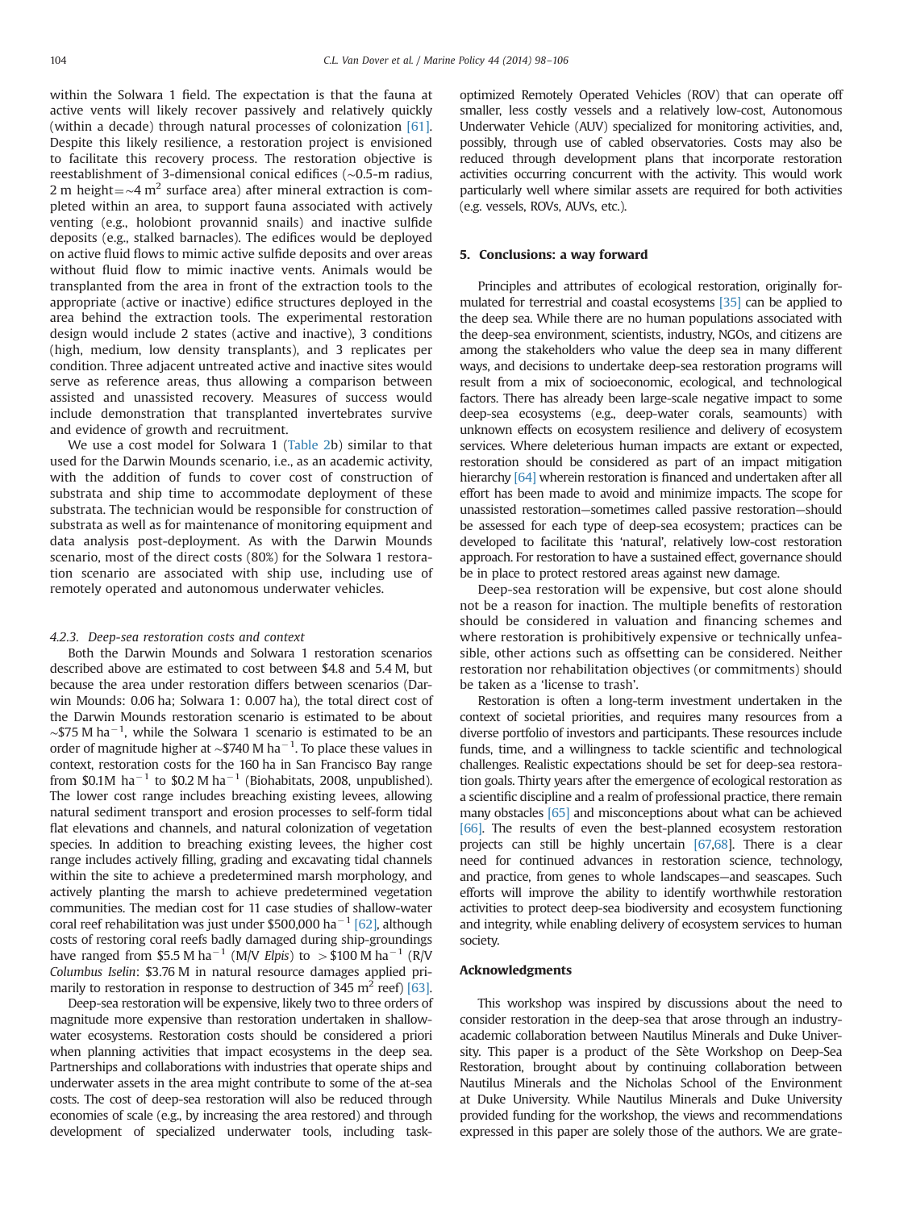within the Solwara 1 field. The expectation is that the fauna at active vents will likely recover passively and relatively quickly (within a decade) through natural processes of colonization [61]. Despite this likely resilience, a restoration project is envisioned to facilitate this recovery process. The restoration objective is reestablishment of 3-dimensional conical edifices (~0.5-m radius, 2 m height=~4 $m^2$ surface area) after mineral extraction is completed within an area, to support fauna associated with actively venting (e.g., holobiont provannid snails) and inactive sulfide deposits (e.g., stalked barnacles). The edifices would be deployed on active fluid flows to mimic active sulfide deposits and over areas without fluid flow to mimic inactive vents. Animals would be transplanted from the area in front of the extraction tools to the appropriate (active or inactive) edifice structures deployed in the area behind the extraction tools. The experimental restoration design would include 2 states (active and inactive), 3 conditions (high, medium, low density transplants), and 3 replicates per condition. Three adjacent untreated active and inactive sites would serve as reference areas, thus allowing a comparison between assisted and unassisted recovery. Measures of success would include demonstration that transplanted invertebrates survive and evidence of growth and recruitment.

We use a cost model for Solwara 1 (Table 2b) similar to that used for the Darwin Mounds scenario, i.e., as an academic activity, with the addition of funds to cover cost of construction of substrata and ship time to accommodate deployment of these substrata. The technician would be responsible for construction of substrata as well as for maintenance of monitoring equipment and data analysis post-deployment. As with the Darwin Mounds scenario, most of the direct costs (80%) for the Solwara 1 restoration scenario are associated with ship use, including use of remotely operated and autonomous underwater vehicles.

#### 4.2.3. Deep-sea restoration costs and context

Both the Darwin Mounds and Solwara 1 restoration scenarios described above are estimated to cost between \$4.8 and 5.4 M, but because the area under restoration differs between scenarios (Darwin Mounds: 0.06 ha; Solwara 1: 0.007 ha), the total direct cost of the Darwin Mounds restoration scenario is estimated to be about ~\$75 M $ha^{-1}$, while the Solwara 1 scenario is estimated to be an order of magnitude higher at ~\$740 M $ha^{-1}$. To place these values in context, restoration costs for the 160 ha in San Francisco Bay range from \$0.1M $ha^{-1}$ to \$0.2 M $ha^{-1}$ (Biohabitats, 2008, unpublished). The lower cost range includes breaching existing levees, allowing natural sediment transport and erosion processes to self-form tidal flat elevations and channels, and natural colonization of vegetation species. In addition to breaching existing levees, the higher cost range includes actively filling, grading and excavating tidal channels within the site to achieve a predetermined marsh morphology, and actively planting the marsh to achieve predetermined vegetation communities. The median cost for 11 case studies of shallow-water coral reef rehabilitation was just under \$500,000 $ha^{-1}$ [62], although costs of restoring coral reefs badly damaged during ship-groundings have ranged from \$5.5 M $ha^{-1}$ (M/V *Elpis*) to > \$100 M $ha^{-1}$ (R/V *Columbus Iselin*: \$3.76 M in natural resource damages applied primarily to restoration in response to destruction of 345 $m^2$ reef) [63].

Deep-sea restoration will be expensive, likely two to three orders of magnitude more expensive than restoration undertaken in shallow-water ecosystems. Restoration costs should be considered a priori when planning activities that impact ecosystems in the deep sea. Partnerships and collaborations with industries that operate ships and underwater assets in the area might contribute to some of the at-sea costs. The cost of deep-sea restoration will also be reduced through economies of scale (e.g., by increasing the area restored) and through development of specialized underwater tools, including task-optimized Remotely Operated Vehicles (ROV) that can operate off smaller, less costly vessels and a relatively low-cost, Autonomous Underwater Vehicle (AUV) specialized for monitoring activities, and, possibly, through use of cabled observatories. Costs may also be reduced through development plans that incorporate restoration activities occurring concurrent with the activity. This would work particularly well where similar assets are required for both activities (e.g. vessels, ROVs, AUVs, etc.).

## 5. Conclusions: a way forward

Principles and attributes of ecological restoration, originally formulated for terrestrial and coastal ecosystems [35] can be applied to the deep sea. While there are no human populations associated with the deep-sea environment, scientists, industry, NGOs, and citizens are among the stakeholders who value the deep sea in many different ways, and decisions to undertake deep-sea restoration programs will result from a mix of socioeconomic, ecological, and technological factors. There has already been large-scale negative impact to some deep-sea ecosystems (e.g., deep-water corals, seamounts) with unknown effects on ecosystem resilience and delivery of ecosystem services. Where deleterious human impacts are extant or expected, restoration should be considered as part of an impact mitigation hierarchy [64] wherein restoration is financed and undertaken after all effort has been made to avoid and minimize impacts. The scope for unassisted restoration—sometimes called passive restoration—should be assessed for each type of deep-sea ecosystem; practices can be developed to facilitate this 'natural', relatively low-cost restoration approach. For restoration to have a sustained effect, governance should be in place to protect restored areas against new damage.

Deep-sea restoration will be expensive, but cost alone should not be a reason for inaction. The multiple benefits of restoration should be considered in valuation and financing schemes and where restoration is prohibitively expensive or technically unfeasible, other actions such as offsetting can be considered. Neither restoration nor rehabilitation objectives (or commitments) should be taken as a 'license to trash'.

Restoration is often a long-term investment undertaken in the context of societal priorities, and requires many resources from a diverse portfolio of investors and participants. These resources include funds, time, and a willingness to tackle scientific and technological challenges. Realistic expectations should be set for deep-sea restoration goals. Thirty years after the emergence of ecological restoration as a scientific discipline and a realm of professional practice, there remain many obstacles [65] and misconceptions about what can be achieved [66]. The results of even the best-planned ecosystem restoration projects can still be highly uncertain [67,68]. There is a clear need for continued advances in restoration science, technology, and practice, from genes to whole landscapes—and seascapes. Such efforts will improve the ability to identify worthwhile restoration activities to protect deep-sea biodiversity and ecosystem functioning and integrity, while enabling delivery of ecosystem services to human society.

## Acknowledgments

This workshop was inspired by discussions about the need to consider restoration in the deep-sea that arose through an industry-academic collaboration between Nautilus Minerals and Duke University. This paper is a product of the Sète Workshop on Deep-Sea Restoration, brought about by continuing collaboration between Nautilus Minerals and the Nicholas School of the Environment at Duke University. While Nautilus Minerals and Duke University provided funding for the workshop, the views and recommendations expressed in this paper are solely those of the authors. We are grate-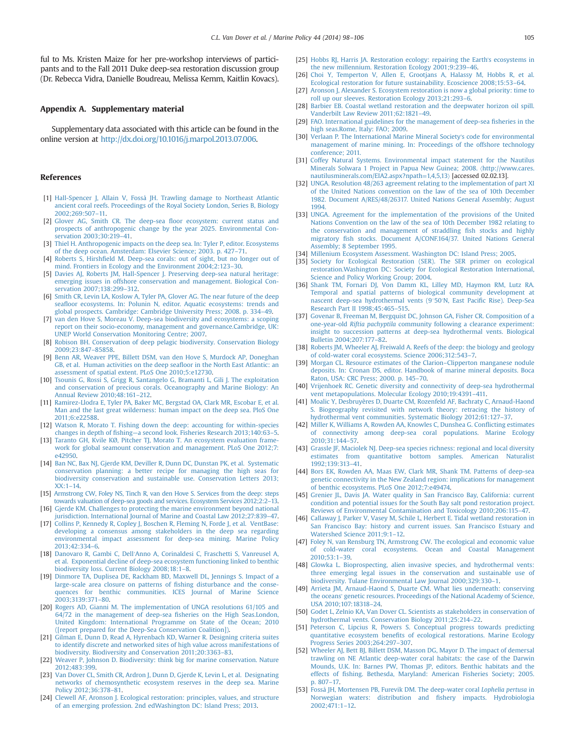ful to Ms. Kristen Maize for her pre-workshop interviews of participants and to the Fall 2011 Duke deep-sea restoration discussion group (Dr. Rebecca Vidra, Danielle Boudreau, Melissa Kemm, Kaitlin Kovacs).

## Appendix A. Supplementary material

Supplementary data associated with this article can be found in the online version at http://dx.doi.org/10.1016/j.marpol.2013.07.006.

## References

[1] Hall-Spencer J, Allain V, Fosså JH. Trawling damage to Northeast Atlantic ancient coral reefs. Proceedings of the Royal Society London, Series B, Biology 2002;269:507–11.

[2] Glover AG, Smith CR. The deep-sea floor ecosystem: current status and prospects of anthropogenic change by the year 2025. Environmental Conservation 2003;30:219–41.

[3] Thiel H. Anthropogenic impacts on the deep sea. In: Tyler P, editor. Ecosystems of the deep ocean. Amsterdam: Elsevier Science; 2003. p. 427–71.

[4] Roberts S, Hirshfield M. Deep-sea corals: out of sight, but no longer out of mind. Frontiers in Ecology and the Environment 2004;2:123–30.

[5] Davies AJ, Roberts JM, Hall-Spencer J. Preserving deep-sea natural heritage: emerging issues in offshore conservation and management. Biological Conservation 2007;138:299–312.

[6] Smith CR, Levin LA, Koslow A, Tyler PA, Glover AG. The near future of the deep seafloor ecosystems. In: Polunin N, editor. Aquatic ecosystems: trends and global prospects. Cambridge: Cambridge University Press; 2008. p. 334–49.

[7] van den Hove S, Moreau V. Deep-sea biodiversity and ecosystems: a scoping report on their socio-economy, management and governance.Cambridge, UK: UNEP World Conservation Monitoring Centre; 2007.

[8] Robison BH. Conservation of deep pelagic biodiversity. Conservation Biology 2009;23:847–85858.

[9] Benn AR, Weaver PPE, Billett DSM, van den Hove S, Murdock AP, Doneghan GB, et al. Human activities on the deep seafloor in the North East Atlantic: an assessment of spatial extent. PLoS One 2010;5:e12730.

[10] Tsounis G, Rossi S, Grigg R, Santangelo G, Bramanti L, Gili J. The exploitation and conservation of precious corals. Oceanography and Marine Biology: An Annual Review 2010;48:161–212.

[11] Ramirez-Llodra E, Tyler PA, Baker MC, Bergstad OA, Clark MR, Escobar E, et al. Man and the last great wilderness: human impact on the deep sea. PloS One 2011;6:e22588.

[12] Watson R, Morato T. Fishing down the deep: accounting for within-species changes in depth of fishing—a second look. Fisheries Research 2013;140:63–5.

[13] Taranto GH, Kvile KØ, Pitcher TJ, Morato T. An ecosystem evaluation framework for global seamount conservation and management. PLoS One 2012;7:e42950.

[14] Ban NC, Bax NJ, Gjerde KM, Deviller R, Dunn DC, Dunstan PK, et al. Systematic conservation planning: a better recipe for managing the high seas for biodiversity conservation and sustainable use. Conservation Letters 2013; XX:1–14.

[15] Armstrong CW, Foley NS, Tinch R, van den Hove S. Services from the deep: steps towards valuation of deep-sea goods and services. Ecosystem Services 2012;2:2–13.

[16] Gjerde KM. Challenges to protecting the marine environment beyond national jurisdiction. International Journal of Marine and Coastal Law 2012;27:839–47.

[17] Collins P, Kennedy R, Copley J, Boschen R, Fleming N, Forde J, et al. VentBase: developing a consensus among stakeholders in the deep sea regarding environmental impact assessment for deep-sea mining. Marine Policy 2013;42:334–6.

[18] Danovaro R, Gambi C, Dell'Anno A, Corinaldesi C, Fraschetti S, Vanreusel A, et al. Exponential decline of deep-sea ecosystem functioning linked to benthic biodiversity loss. Current Biology 2008;18:1–8.

[19] Dinmore TA, Duplisea DE, Rackham BD, Maxwell DL, Jennings S. Impact of a large-scale area closure on patterns of fishing disturbance and the consequences for benthic communities. ICES Journal of Marine Science 2003;3139:371–80.

[20] Rogers AD, Gianni M. The implementation of UNGA resolutions 61/105 and 64/72 in the management of deep-sea fisheries on the High Seas.London, United Kingdom: International Programme on State of the Ocean; 2010 ([report prepared for the Deep-Sea Conservation Coalition]).

[21] Gilman E, Dunn D, Read A, Hyrenbach KD, Warner R. Designing criteria suites to identify discrete and networked sites of high value across manifestations of biodiversity. Biodiversity and Conservation 2011;20:3363–83.

[22] Weaver P, Johnson D. Biodiversity: think big for marine conservation. Nature 2012;483:399.

[23] Van Dover CL, Smith CR, Ardron J, Dunn D, Gjerde K, Levin L, et al. Designating networks of chemosynthetic ecosystem reserves in the deep sea. Marine Policy 2012;36:378–81.

[24] Clewell AF, Aronson J. Ecological restoration: principles, values, and structure of an emerging profession. 2nd edWashington DC: Island Press; 2013.

[25] Hobbs RJ, Harris JA. Restoration ecology: repairing the Earth's ecosystems in the new millennium. Restoration Ecology 2001;9:239–46.

[26] Choi Y, Temperton V, Allen E, Grootjans A, Halassy M, Hobbs R, et al. Ecological restoration for future sustainability. Ecoscience 2008;15:53–64.

[27] Aronson J, Alexander S. Ecosystem restoration is now a global priority: time to roll up our sleeves. Restoration Ecology 2013;21:293–6.

[28] Barbier EB. Coastal wetland restoration and the deepwater horizon oil spill. Vanderbilt Law Review 2011;62:1821–49.

[29] FAO. International guidelines for the management of deep-sea fisheries in the high seas.Rome, Italy: FAO; 2009.

[30] Verlaan P. The International Marine Mineral Society's code for environmental management of marine mining. In: Proceedings of the offshore technology conference; 2011.

[31] Coffey Natural Systems. Environmental impact statement for the Nautilus Minerals Solwara 1 Project in Papua New Guinea; 2008. ⟨http://www.cares.nautilusminerals.com/EIA2.aspx?npath=1,4,5,13⟩ [accessed 02.02.13].

[32] UNGA. Resolution 48/263 agreement relating to the implementation of part XI of the United Nations convention on the law of the sea of 10th December 1982. Document A/RES/48/26317. United Nations General Assembly; August 1994.

[33] UNGA. Agreement for the implementation of the provisions of the United Nations Convention on the law of the sea of 10th December 1982 relating to the conservation and management of straddling fish stocks and highly migratory fish stocks. Document A/CONF.164/37. United Nations General Assembly; 8 September 1995.

[34] Millenium Ecosystem Assessment. Washington DC: Island Press; 2005.

[35] Society for Ecological Restoration (SER). The SER primer on ecological restoration.Washington DC: Society for Ecological Restoration International, Science and Policy Working Group; 2004.

[36] Shank TM, Fornari DJ, Von Damm KL, Lilley MD, Haymon RM, Lutz RA. Temporal and spatial patterns of biological community development at nascent deep-sea hydrothermal vents (9°50′N, East Pacific Rise). Deep-Sea Research Part II 1998;45:465–515.

[37] Govenar B, Freeman M, Bergquist DC, Johnson GA, Fisher CR. Composition of a one-year-old *Riftia pachyptila* community following a clearance experiment: insight to succession patterns at deep-sea hydrothermal vents. Biological Bulletin 2004;207:177–82.

[38] Roberts JM, Wheeler AJ, Freiwald A. Reefs of the deep: the biology and geology of cold-water coral ecosystems. Science 2006;312:543–7.

[39] Morgan CL. Resource estimates of the Clarion–Clipperton manganese nodule deposits. In: Cronan DS, editor. Handbook of marine mineral deposits. Boca Raton, USA: CRC Press; 2000. p. 145–70.

[40] Vrijenhoek RC. Genetic diversity and connectivity of deep-sea hydrothermal vent metapopulations. Molecular Ecology 2010;19:4391–411.

[41] Moalic Y, Desbruyères D, Duarte CM, Rozenfeld AF, Bachraty C, Arnaud-Haond S. Biogeography revisited with network theory: retracing the history of hydrothermal vent communities. Systematic Biology 2012;61:127–37.

[42] Miller K, Williams A, Rowden AA, Knowles C, Dunshea G. Conflicting estimates of connectivity among deep-sea coral populations. Marine Ecology 2010;31:144–57.

[43] Grassle JF, Maciolek NJ. Deep-sea species richness: regional and local diversity estimates from quantitative bottom samples. American Naturalist 1992;139:313–41.

[44] Bors EK, Rowden AA, Maas EW, Clark MR, Shank TM. Patterns of deep-sea genetic connectivity in the New Zealand region: implications for management of benthic ecosystems. PLoS One 2012;7:e49474.

[45] Grenier JL, Davis JA. Water quality in San Francisco Bay, California: current condition and potential issues for the South Bay salt pond restoration project. Reviews of Environmental Contamination and Toxicology 2010;206:115–47.

[46] Callaway J, Parker V, Vasey M, Schile L, Herbert E. Tidal wetland restoration in San Francisco Bay: history and current issues. San Francisco Estuary and Watershed Science 2011;9:1–12.

[47] Foley N, van Rensburg TN, Armstrong CW. The ecological and economic value of cold-water coral ecosystems. Ocean and Coastal Management 2010;53:1–39.

[48] Glowka L. Bioprospecting, alien invasive species, and hydrothermal vents: three emerging legal issues in the conservation and sustainable use of biodiversity. Tulane Environmental Law Journal 2000;329:330–1.

[49] Arrieta JM, Arnaud-Haond S, Duarte CM. What lies underneath: conserving the oceans' genetic resources. Proceedings of the National Academy of Science, USA 2010;107:18318–24.

[50] Godet L, Zelnio KA, Van Dover CL. Scientists as stakeholders in conservation of hydrothermal vents. Conservation Biology 2011;25:214–22.

[51] Peterson C, Lipcius R, Powers S. Conceptual progress towards predicting quantitative ecosystem benefits of ecological restorations. Marine Ecology Progress Series 2003;264:297–307.

[52] Wheeler AJ, Bett BJ, Billett DSM, Masson DG, Mayor D. The impact of demersal trawling on NE Atlantic deep-water coral habitats: the case of the Darwin Mounds, U.K. In: Barnes PW, Thomas JP, editors. Benthic habitats and the effects of fishing. Bethesda, Maryland: American Fisheries Society; 2005. p. 807–17.

[53] Fosså JH, Mortensen PB, Furevik DM. The deep-water coral *Lophelia pertusa* in Norwegian waters: distribution and fishery impacts. Hydrobiologia 2002;471:1–12.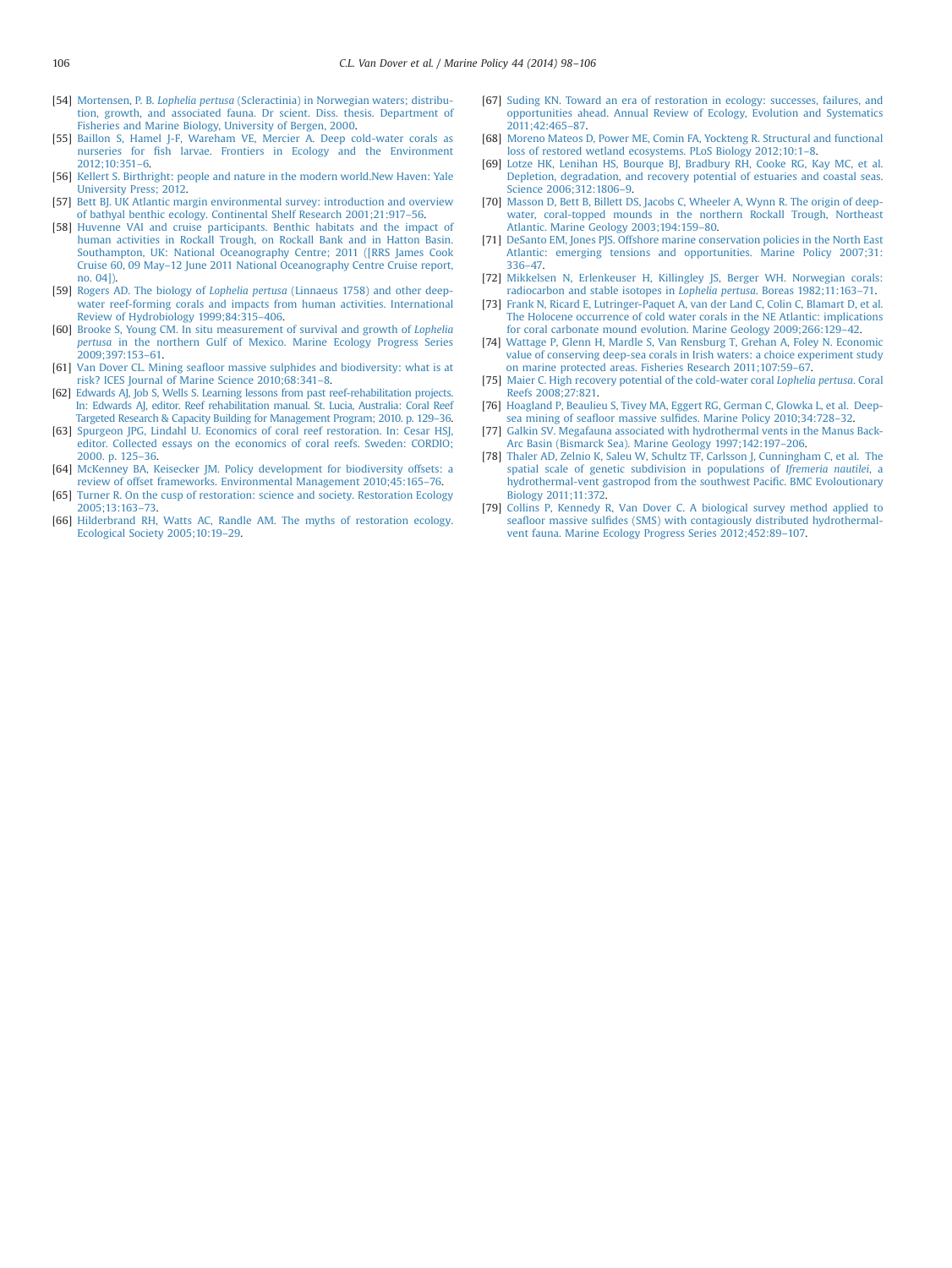[54] Mortensen, P. B. *Lophelia pertusa* (Scleractinia) in Norwegian waters; distribution, growth, and associated fauna. Dr scient. Diss. thesis. Department of Fisheries and Marine Biology, University of Bergen, 2000.

[55] Baillon S, Hamel J-F, Wareham VE, Mercier A. Deep cold-water corals as nurseries for fish larvae. Frontiers in Ecology and the Environment 2012;10:351–6.

[56] Kellert S. Birthright: people and nature in the modern world.New Haven: Yale University Press; 2012.

[57] Bett BJ. UK Atlantic margin environmental survey: introduction and overview of bathyal benthic ecology. Continental Shelf Research 2001;21:917–56.

[58] Huvenne VAI and cruise participants. Benthic habitats and the impact of human activities in Rockall Trough, on Rockall Bank and in Hatton Basin. Southampton, UK: National Oceanography Centre; 2011 ([RRS James Cook Cruise 60, 09 May–12 June 2011 National Oceanography Centre Cruise report, no. 04]).

[59] Rogers AD. The biology of *Lophelia pertusa* (Linnaeus 1758) and other deep-water reef-forming corals and impacts from human activities. International Review of Hydrobiology 1999;84:315–406.

[60] Brooke S, Young CM. In situ measurement of survival and growth of *Lophelia pertusa* in the northern Gulf of Mexico. Marine Ecology Progress Series 2009;397:153–61.

[61] Van Dover CL. Mining seafloor massive sulphides and biodiversity: what is at risk? ICES Journal of Marine Science 2010;68:341–8.

[62] Edwards AJ, Job S, Wells S. Learning lessons from past reef-rehabilitation projects. In: Edwards AJ, editor. Reef rehabilitation manual. St. Lucia, Australia: Coral Reef Targeted Research & Capacity Building for Management Program; 2010. p. 129–36.

[63] Spurgeon JPG, Lindahl U. Economics of coral reef restoration. In: Cesar HSJ, editor. Collected essays on the economics of coral reefs. Sweden: CORDIO; 2000. p. 125–36.

[64] McKenney BA, Keisecker JM. Policy development for biodiversity offsets: a review of offset frameworks. Environmental Management 2010;45:165–76.

[65] Turner R. On the cusp of restoration: science and society. Restoration Ecology 2005;13:163–73.

[66] Hilderbrand RH, Watts AC, Randle AM. The myths of restoration ecology. Ecological Society 2005;10:19–29.

[67] Suding KN. Toward an era of restoration in ecology: successes, failures, and opportunities ahead. Annual Review of Ecology, Evolution and Systematics 2011;42:465–87.

[68] Moreno Mateos D, Power ME, Comin FA, Yockteng R. Structural and functional loss of restored wetland ecosystems. PLoS Biology 2012;10:1–8.

[69] Lotze HK, Lenihan HS, Bourque BJ, Bradbury RH, Cooke RG, Kay MC, et al. Depletion, degradation, and recovery potential of estuaries and coastal seas. Science 2006;312:1806–9.

[70] Masson D, Bett B, Billett DS, Jacobs C, Wheeler A, Wynn R. The origin of deep-water, coral-topped mounds in the northern Rockall Trough, Northeast Atlantic. Marine Geology 2003;194:159–80.

[71] DeSanto EM, Jones PJS. Offshore marine conservation policies in the North East Atlantic: emerging tensions and opportunities. Marine Policy 2007;31: 336–47.

[72] Mikkelsen N, Erlenkeuser H, Killingley JS, Berger WH. Norwegian corals: radiocarbon and stable isotopes in *Lophelia pertusa*. Boreas 1982;11:163–71.

[73] Frank N, Ricard E, Lutringer-Paquet A, van der Land C, Colin C, Blamart D, et al. The Holocene occurrence of cold water corals in the NE Atlantic: implications for coral carbonate mound evolution. Marine Geology 2009;266:129–42.

[74] Wattage P, Glenn H, Mardle S, Van Rensburg T, Grehan A, Foley N. Economic value of conserving deep-sea corals in Irish waters: a choice experiment study on marine protected areas. Fisheries Research 2011;107:59–67.

[75] Maier C. High recovery potential of the cold-water coral *Lophelia pertusa*. Coral Reefs 2008;27:821.

[76] Hoagland P, Beaulieu S, Tivey MA, Eggert RG, German C, Glowka L, et al. Deep-sea mining of seafloor massive sulfides. Marine Policy 2010;34:728–32.

[77] Galkin SV. Megafauna associated with hydrothermal vents in the Manus Back-Arc Basin (Bismarck Sea). Marine Geology 1997;142:197–206.

[78] Thaler AD, Zelnio K, Saleu W, Schultz TF, Carlsson J, Cunningham C, et al. The spatial scale of genetic subdivision in populations of *Ifremeria nautilei*, a hydrothermal-vent gastropod from the southwest Pacific. BMC Evoloutionary Biology 2011;11:372.

[79] Collins P, Kennedy R, Van Dover C. A biological survey method applied to seafloor massive sulfides (SMS) with contagiously distributed hydrothermal-vent fauna. Marine Ecology Progress Series 2012;452:89–107.